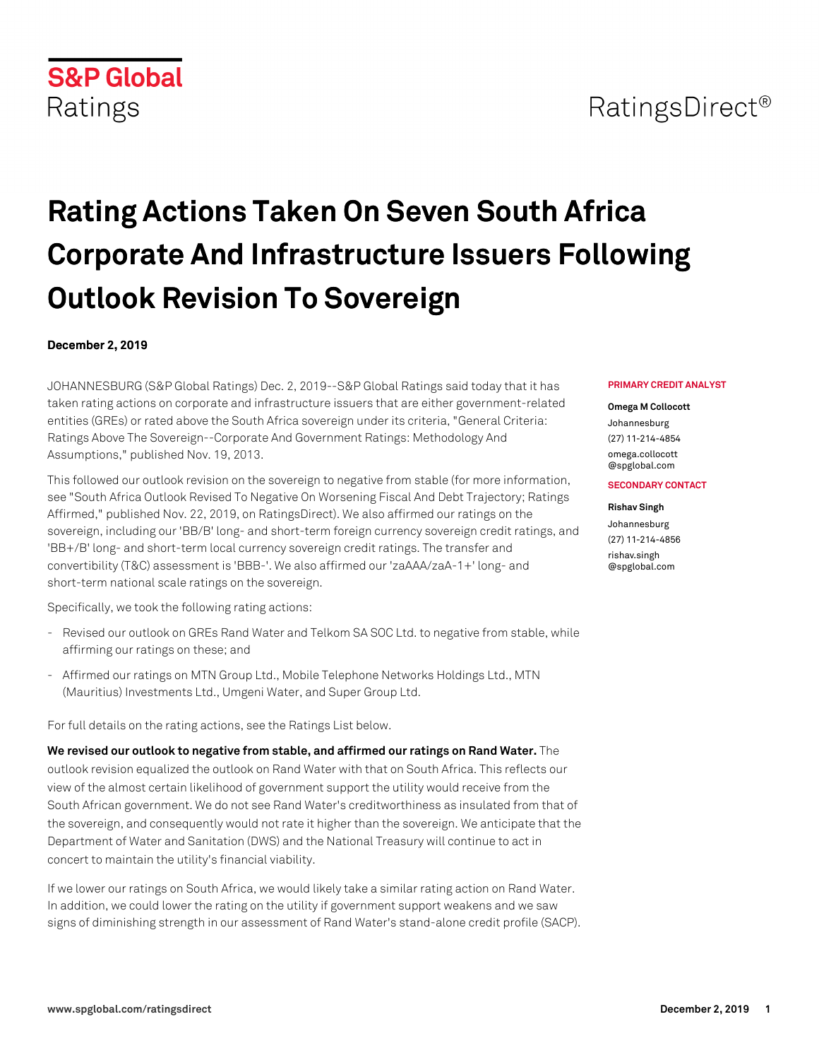S&P Global Ratings

RatingsDirect®

# Rating Actions Taken On Seven South Africa Corporate And Infrastructure Issuers Following Outlook Revision To Sovereign

**December 2, 2019**

**PRIMARY CREDIT ANALYST**

**Omega M Collocott**
Johannesburg
(27) 11-214-4854
omega.collocott@spglobal.com

**SECONDARY CONTACT**

**Rishav Singh**
Johannesburg
(27) 11-214-4856
rishav.singh@spglobal.com

JOHANNESBURG (S&P Global Ratings) Dec. 2, 2019--S&P Global Ratings said today that it has taken rating actions on corporate and infrastructure issuers that are either government-related entities (GREs) or rated above the South Africa sovereign under its criteria, "General Criteria: Ratings Above The Sovereign--Corporate And Government Ratings: Methodology And Assumptions," published Nov. 19, 2013.

This followed our outlook revision on the sovereign to negative from stable (for more information, see "South Africa Outlook Revised To Negative On Worsening Fiscal And Debt Trajectory; Ratings Affirmed," published Nov. 22, 2019, on RatingsDirect). We also affirmed our ratings on the sovereign, including our 'BB/B' long- and short-term foreign currency sovereign credit ratings, and 'BB+/B' long- and short-term local currency sovereign credit ratings. The transfer and convertibility (T&C) assessment is 'BBB-'. We also affirmed our 'zaAAA/zaA-1+' long- and short-term national scale ratings on the sovereign.

Specifically, we took the following rating actions:

- Revised our outlook on GREs Rand Water and Telkom SA SOC Ltd. to negative from stable, while affirming our ratings on these; and
- Affirmed our ratings on MTN Group Ltd., Mobile Telephone Networks Holdings Ltd., MTN (Mauritius) Investments Ltd., Umgeni Water, and Super Group Ltd.

For full details on the rating actions, see the Ratings List below.

**We revised our outlook to negative from stable, and affirmed our ratings on Rand Water.** The outlook revision equalized the outlook on Rand Water with that on South Africa. This reflects our view of the almost certain likelihood of government support the utility would receive from the South African government. We do not see Rand Water's creditworthiness as insulated from that of the sovereign, and consequently would not rate it higher than the sovereign. We anticipate that the Department of Water and Sanitation (DWS) and the National Treasury will continue to act in concert to maintain the utility's financial viability.

If we lower our ratings on South Africa, we would likely take a similar rating action on Rand Water. In addition, we could lower the rating on the utility if government support weakens and we saw signs of diminishing strength in our assessment of Rand Water's stand-alone credit profile (SACP).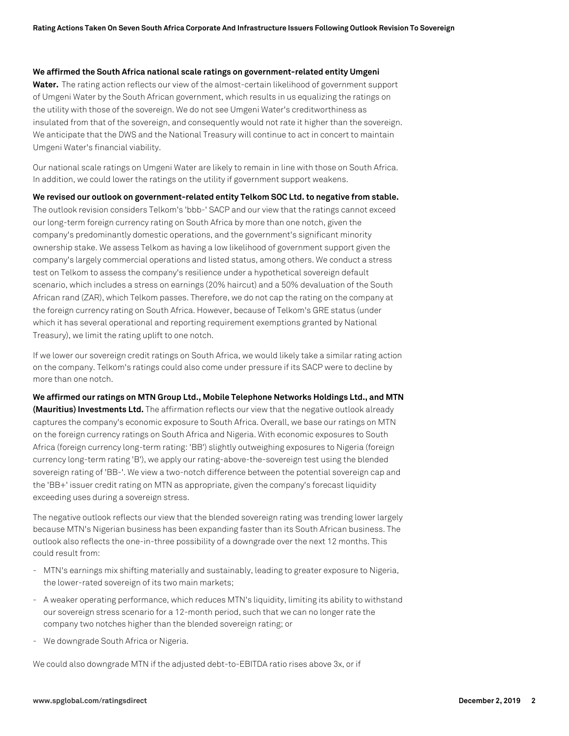**We affirmed the South Africa national scale ratings on government-related entity Umgeni Water.** The rating action reflects our view of the almost-certain likelihood of government support of Umgeni Water by the South African government, which results in us equalizing the ratings on the utility with those of the sovereign. We do not see Umgeni Water's creditworthiness as insulated from that of the sovereign, and consequently would not rate it higher than the sovereign. We anticipate that the DWS and the National Treasury will continue to act in concert to maintain Umgeni Water's financial viability.

Our national scale ratings on Umgeni Water are likely to remain in line with those on South Africa. In addition, we could lower the ratings on the utility if government support weakens.

**We revised our outlook on government-related entity Telkom SOC Ltd. to negative from stable.** The outlook revision considers Telkom's 'bbb-' SACP and our view that the ratings cannot exceed our long-term foreign currency rating on South Africa by more than one notch, given the company's predominantly domestic operations, and the government's significant minority ownership stake. We assess Telkom as having a low likelihood of government support given the company's largely commercial operations and listed status, among others. We conduct a stress test on Telkom to assess the company's resilience under a hypothetical sovereign default scenario, which includes a stress on earnings (20% haircut) and a 50% devaluation of the South African rand (ZAR), which Telkom passes. Therefore, we do not cap the rating on the company at the foreign currency rating on South Africa. However, because of Telkom's GRE status (under which it has several operational and reporting requirement exemptions granted by National Treasury), we limit the rating uplift to one notch.

If we lower our sovereign credit ratings on South Africa, we would likely take a similar rating action on the company. Telkom's ratings could also come under pressure if its SACP were to decline by more than one notch.

**We affirmed our ratings on MTN Group Ltd., Mobile Telephone Networks Holdings Ltd., and MTN (Mauritius) Investments Ltd.** The affirmation reflects our view that the negative outlook already captures the company's economic exposure to South Africa. Overall, we base our ratings on MTN on the foreign currency ratings on South Africa and Nigeria. With economic exposures to South Africa (foreign currency long-term rating: 'BB') slightly outweighing exposures to Nigeria (foreign currency long-term rating 'B'), we apply our rating-above-the-sovereign test using the blended sovereign rating of 'BB-'. We view a two-notch difference between the potential sovereign cap and the 'BB+' issuer credit rating on MTN as appropriate, given the company's forecast liquidity exceeding uses during a sovereign stress.

The negative outlook reflects our view that the blended sovereign rating was trending lower largely because MTN's Nigerian business has been expanding faster than its South African business. The outlook also reflects the one-in-three possibility of a downgrade over the next 12 months. This could result from:

- MTN's earnings mix shifting materially and sustainably, leading to greater exposure to Nigeria, the lower-rated sovereign of its two main markets;
- A weaker operating performance, which reduces MTN's liquidity, limiting its ability to withstand our sovereign stress scenario for a 12-month period, such that we can no longer rate the company two notches higher than the blended sovereign rating; or
- We downgrade South Africa or Nigeria.

We could also downgrade MTN if the adjusted debt-to-EBITDA ratio rises above 3x, or if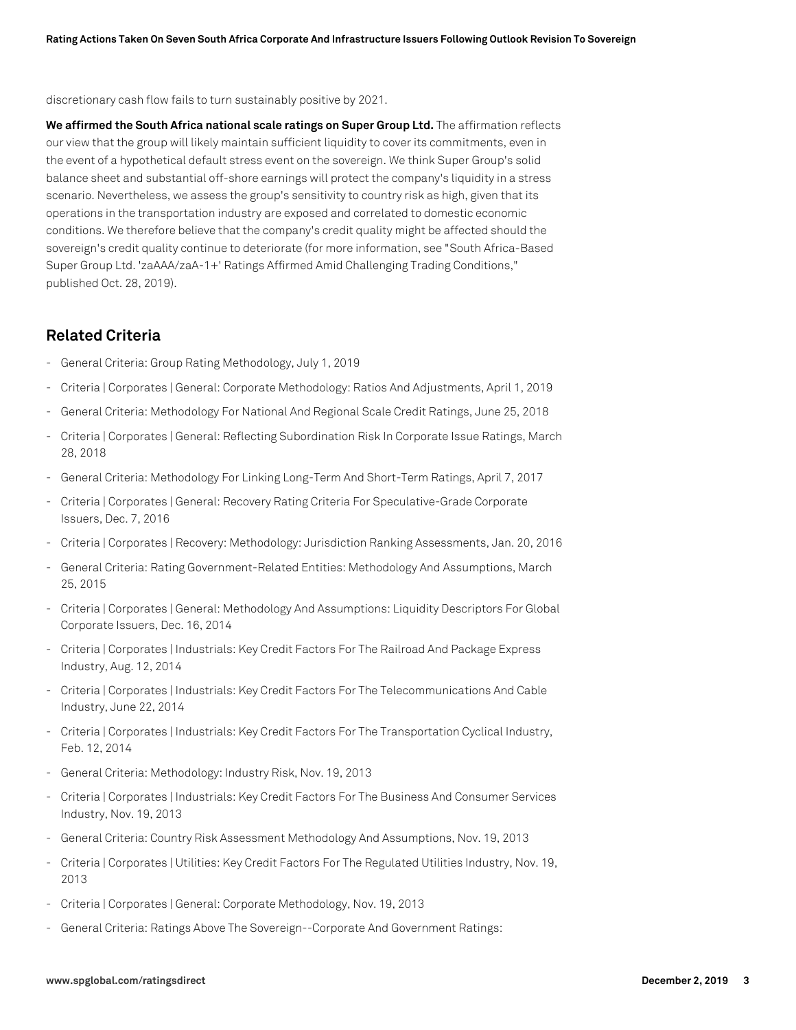discretionary cash flow fails to turn sustainably positive by 2021.

**We affirmed the South Africa national scale ratings on Super Group Ltd.** The affirmation reflects our view that the group will likely maintain sufficient liquidity to cover its commitments, even in the event of a hypothetical default stress event on the sovereign. We think Super Group's solid balance sheet and substantial off-shore earnings will protect the company's liquidity in a stress scenario. Nevertheless, we assess the group's sensitivity to country risk as high, given that its operations in the transportation industry are exposed and correlated to domestic economic conditions. We therefore believe that the company's credit quality might be affected should the sovereign's credit quality continue to deteriorate (for more information, see "South Africa-Based Super Group Ltd. 'zaAAA/zaA-1+' Ratings Affirmed Amid Challenging Trading Conditions," published Oct. 28, 2019).

## Related Criteria

- General Criteria: Group Rating Methodology, July 1, 2019
- Criteria | Corporates | General: Corporate Methodology: Ratios And Adjustments, April 1, 2019
- General Criteria: Methodology For National And Regional Scale Credit Ratings, June 25, 2018
- Criteria | Corporates | General: Reflecting Subordination Risk In Corporate Issue Ratings, March 28, 2018
- General Criteria: Methodology For Linking Long-Term And Short-Term Ratings, April 7, 2017
- Criteria | Corporates | General: Recovery Rating Criteria For Speculative-Grade Corporate Issuers, Dec. 7, 2016
- Criteria | Corporates | Recovery: Methodology: Jurisdiction Ranking Assessments, Jan. 20, 2016
- General Criteria: Rating Government-Related Entities: Methodology And Assumptions, March 25, 2015
- Criteria | Corporates | General: Methodology And Assumptions: Liquidity Descriptors For Global Corporate Issuers, Dec. 16, 2014
- Criteria | Corporates | Industrials: Key Credit Factors For The Railroad And Package Express Industry, Aug. 12, 2014
- Criteria | Corporates | Industrials: Key Credit Factors For The Telecommunications And Cable Industry, June 22, 2014
- Criteria | Corporates | Industrials: Key Credit Factors For The Transportation Cyclical Industry, Feb. 12, 2014
- General Criteria: Methodology: Industry Risk, Nov. 19, 2013
- Criteria | Corporates | Industrials: Key Credit Factors For The Business And Consumer Services Industry, Nov. 19, 2013
- General Criteria: Country Risk Assessment Methodology And Assumptions, Nov. 19, 2013
- Criteria | Corporates | Utilities: Key Credit Factors For The Regulated Utilities Industry, Nov. 19, 2013
- Criteria | Corporates | General: Corporate Methodology, Nov. 19, 2013
- General Criteria: Ratings Above The Sovereign--Corporate And Government Ratings: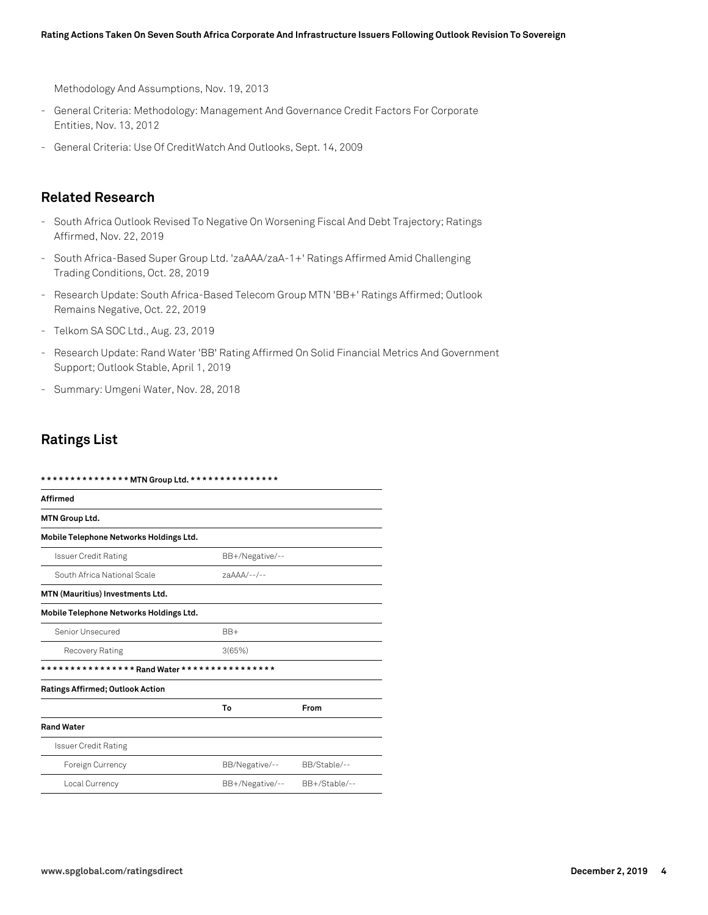Methodology And Assumptions, Nov. 19, 2013

- General Criteria: Methodology: Management And Governance Credit Factors For Corporate Entities, Nov. 13, 2012
- General Criteria: Use Of CreditWatch And Outlooks, Sept. 14, 2009

## Related Research

- South Africa Outlook Revised To Negative On Worsening Fiscal And Debt Trajectory; Ratings Affirmed, Nov. 22, 2019
- South Africa-Based Super Group Ltd. 'zaAAA/zaA-1+' Ratings Affirmed Amid Challenging Trading Conditions, Oct. 28, 2019
- Research Update: South Africa-Based Telecom Group MTN 'BB+' Ratings Affirmed; Outlook Remains Negative, Oct. 22, 2019
- Telkom SA SOC Ltd., Aug. 23, 2019
- Research Update: Rand Water 'BB' Rating Affirmed On Solid Financial Metrics And Government Support; Outlook Stable, April 1, 2019
- Summary: Umgeni Water, Nov. 28, 2018

## Ratings List

| *************** MTN Group Ltd. *************** | | |
|---|---|---|
| **Affirmed** | | |
| **MTN Group Ltd.** | | |
| **Mobile Telephone Networks Holdings Ltd.** | | |
| Issuer Credit Rating | BB+/Negative/-- | |
| South Africa National Scale | zaAAA/--/-- | |
| **MTN (Mauritius) Investments Ltd.** | | |
| **Mobile Telephone Networks Holdings Ltd.** | | |
| Senior Unsecured | BB+ | |
| Recovery Rating | 3(65%) | |
| **************** Rand Water **************** | | |
| **Ratings Affirmed; Outlook Action** | | |
| | **To** | **From** |
| **Rand Water** | | |
| Issuer Credit Rating | | |
| Foreign Currency | BB/Negative/-- | BB/Stable/-- |
| Local Currency | BB+/Negative/-- | BB+/Stable/-- |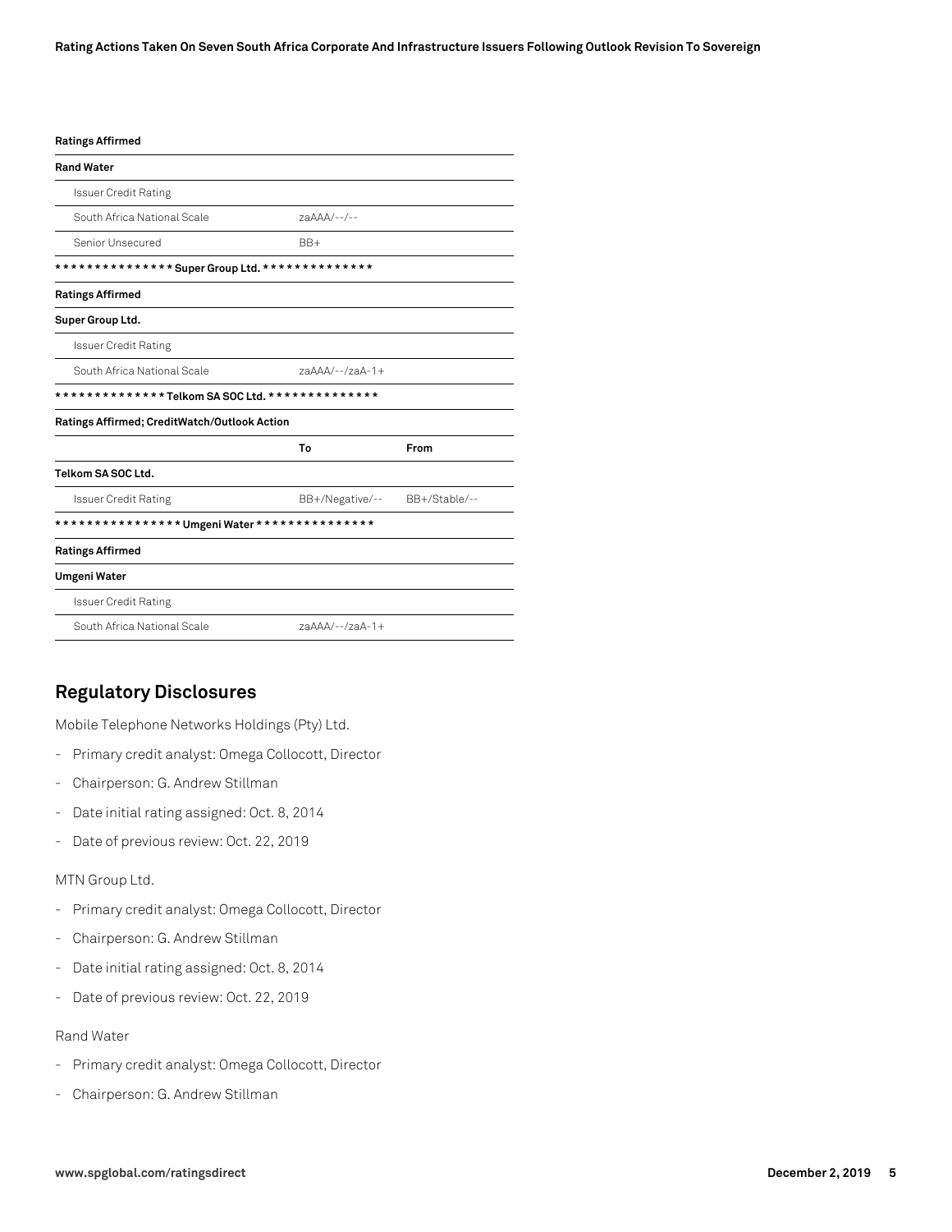| Ratings Affirmed | | |
|---|---|---|
| **Rand Water** | | |
| Issuer Credit Rating | | |
| South Africa National Scale | zaAAA/--/-- | |
| Senior Unsecured | BB+ | |

| *************** Super Group Ltd. *************** | | |
|---|---|---|
| **Ratings Affirmed** | | |
| **Super Group Ltd.** | | |
| Issuer Credit Rating | | |
| South Africa National Scale | zaAAA/--/zaA-1+ | |

| ************** Telkom SA SOC Ltd. ************** | | |
|---|---|---|
| **Ratings Affirmed; CreditWatch/Outlook Action** | | |
| | **To** | **From** |
| **Telkom SA SOC Ltd.** | | |
| Issuer Credit Rating | BB+/Negative/-- | BB+/Stable/-- |

| **************** Umgeni Water *************** | | |
|---|---|---|
| **Ratings Affirmed** | | |
| **Umgeni Water** | | |
| Issuer Credit Rating | | |
| South Africa National Scale | zaAAA/--/zaA-1+ | |

## Regulatory Disclosures

Mobile Telephone Networks Holdings (Pty) Ltd.

- Primary credit analyst: Omega Collocott, Director
- Chairperson: G. Andrew Stillman
- Date initial rating assigned: Oct. 8, 2014
- Date of previous review: Oct. 22, 2019

MTN Group Ltd.

- Primary credit analyst: Omega Collocott, Director
- Chairperson: G. Andrew Stillman
- Date initial rating assigned: Oct. 8, 2014
- Date of previous review: Oct. 22, 2019

Rand Water

- Primary credit analyst: Omega Collocott, Director
- Chairperson: G. Andrew Stillman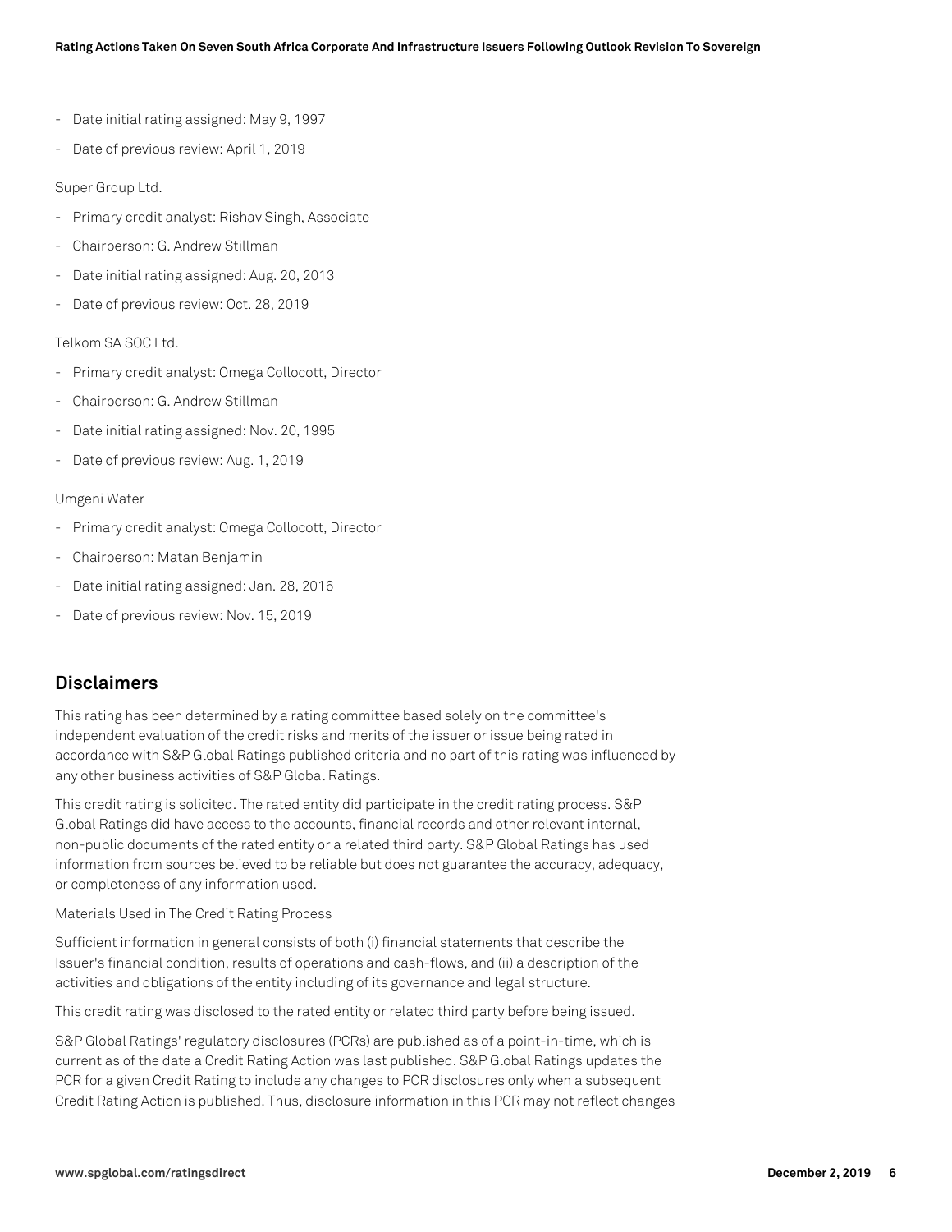- Date initial rating assigned: May 9, 1997
- Date of previous review: April 1, 2019

Super Group Ltd.

- Primary credit analyst: Rishav Singh, Associate
- Chairperson: G. Andrew Stillman
- Date initial rating assigned: Aug. 20, 2013
- Date of previous review: Oct. 28, 2019

Telkom SA SOC Ltd.

- Primary credit analyst: Omega Collocott, Director
- Chairperson: G. Andrew Stillman
- Date initial rating assigned: Nov. 20, 1995
- Date of previous review: Aug. 1, 2019

Umgeni Water

- Primary credit analyst: Omega Collocott, Director
- Chairperson: Matan Benjamin
- Date initial rating assigned: Jan. 28, 2016
- Date of previous review: Nov. 15, 2019

## Disclaimers

This rating has been determined by a rating committee based solely on the committee's independent evaluation of the credit risks and merits of the issuer or issue being rated in accordance with S&P Global Ratings published criteria and no part of this rating was influenced by any other business activities of S&P Global Ratings.

This credit rating is solicited. The rated entity did participate in the credit rating process. S&P Global Ratings did have access to the accounts, financial records and other relevant internal, non-public documents of the rated entity or a related third party. S&P Global Ratings has used information from sources believed to be reliable but does not guarantee the accuracy, adequacy, or completeness of any information used.

Materials Used in The Credit Rating Process

Sufficient information in general consists of both (i) financial statements that describe the Issuer's financial condition, results of operations and cash-flows, and (ii) a description of the activities and obligations of the entity including of its governance and legal structure.

This credit rating was disclosed to the rated entity or related third party before being issued.

S&P Global Ratings' regulatory disclosures (PCRs) are published as of a point-in-time, which is current as of the date a Credit Rating Action was last published. S&P Global Ratings updates the PCR for a given Credit Rating to include any changes to PCR disclosures only when a subsequent Credit Rating Action is published. Thus, disclosure information in this PCR may not reflect changes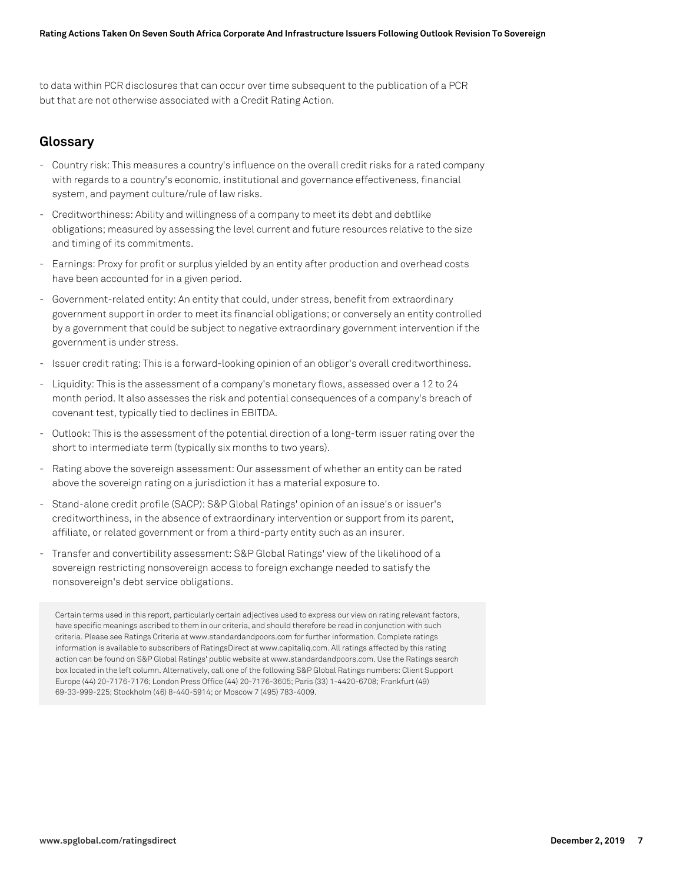to data within PCR disclosures that can occur over time subsequent to the publication of a PCR but that are not otherwise associated with a Credit Rating Action.

## Glossary

- Country risk: This measures a country's influence on the overall credit risks for a rated company with regards to a country's economic, institutional and governance effectiveness, financial system, and payment culture/rule of law risks.
- Creditworthiness: Ability and willingness of a company to meet its debt and debtlike obligations; measured by assessing the level current and future resources relative to the size and timing of its commitments.
- Earnings: Proxy for profit or surplus yielded by an entity after production and overhead costs have been accounted for in a given period.
- Government-related entity: An entity that could, under stress, benefit from extraordinary government support in order to meet its financial obligations; or conversely an entity controlled by a government that could be subject to negative extraordinary government intervention if the government is under stress.
- Issuer credit rating: This is a forward-looking opinion of an obligor's overall creditworthiness.
- Liquidity: This is the assessment of a company's monetary flows, assessed over a 12 to 24 month period. It also assesses the risk and potential consequences of a company's breach of covenant test, typically tied to declines in EBITDA.
- Outlook: This is the assessment of the potential direction of a long-term issuer rating over the short to intermediate term (typically six months to two years).
- Rating above the sovereign assessment: Our assessment of whether an entity can be rated above the sovereign rating on a jurisdiction it has a material exposure to.
- Stand-alone credit profile (SACP): S&P Global Ratings' opinion of an issue's or issuer's creditworthiness, in the absence of extraordinary intervention or support from its parent, affiliate, or related government or from a third-party entity such as an insurer.
- Transfer and convertibility assessment: S&P Global Ratings' view of the likelihood of a sovereign restricting nonsovereign access to foreign exchange needed to satisfy the nonsovereign's debt service obligations.

Certain terms used in this report, particularly certain adjectives used to express our view on rating relevant factors, have specific meanings ascribed to them in our criteria, and should therefore be read in conjunction with such criteria. Please see Ratings Criteria at www.standardandpoors.com for further information. Complete ratings information is available to subscribers of RatingsDirect at www.capitaliq.com. All ratings affected by this rating action can be found on S&P Global Ratings' public website at www.standardandpoors.com. Use the Ratings search box located in the left column. Alternatively, call one of the following S&P Global Ratings numbers: Client Support Europe (44) 20-7176-7176; London Press Office (44) 20-7176-3605; Paris (33) 1-4420-6708; Frankfurt (49) 69-33-999-225; Stockholm (46) 8-440-5914; or Moscow 7 (495) 783-4009.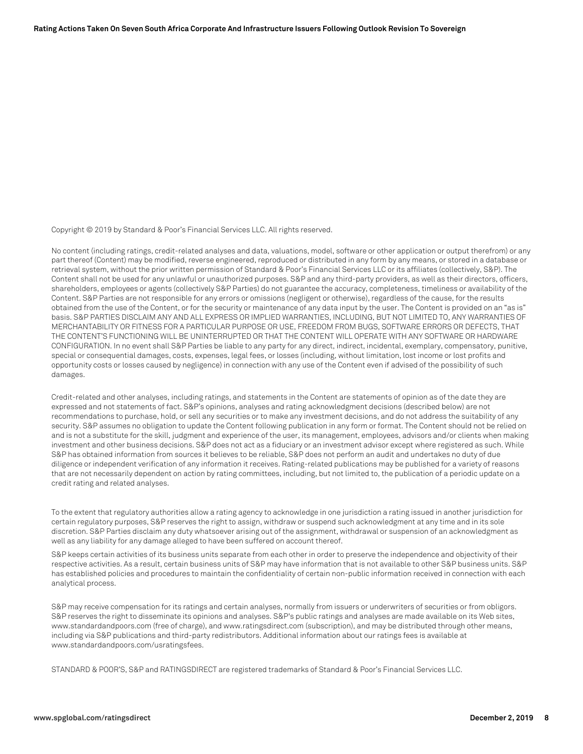Copyright © 2019 by Standard & Poor's Financial Services LLC. All rights reserved.

No content (including ratings, credit-related analyses and data, valuations, model, software or other application or output therefrom) or any part thereof (Content) may be modified, reverse engineered, reproduced or distributed in any form by any means, or stored in a database or retrieval system, without the prior written permission of Standard & Poor's Financial Services LLC or its affiliates (collectively, S&P). The Content shall not be used for any unlawful or unauthorized purposes. S&P and any third-party providers, as well as their directors, officers, shareholders, employees or agents (collectively S&P Parties) do not guarantee the accuracy, completeness, timeliness or availability of the Content. S&P Parties are not responsible for any errors or omissions (negligent or otherwise), regardless of the cause, for the results obtained from the use of the Content, or for the security or maintenance of any data input by the user. The Content is provided on an "as is" basis. S&P PARTIES DISCLAIM ANY AND ALL EXPRESS OR IMPLIED WARRANTIES, INCLUDING, BUT NOT LIMITED TO, ANY WARRANTIES OF MERCHANTABILITY OR FITNESS FOR A PARTICULAR PURPOSE OR USE, FREEDOM FROM BUGS, SOFTWARE ERRORS OR DEFECTS, THAT THE CONTENT'S FUNCTIONING WILL BE UNINTERRUPTED OR THAT THE CONTENT WILL OPERATE WITH ANY SOFTWARE OR HARDWARE CONFIGURATION. In no event shall S&P Parties be liable to any party for any direct, indirect, incidental, exemplary, compensatory, punitive, special or consequential damages, costs, expenses, legal fees, or losses (including, without limitation, lost income or lost profits and opportunity costs or losses caused by negligence) in connection with any use of the Content even if advised of the possibility of such damages.

Credit-related and other analyses, including ratings, and statements in the Content are statements of opinion as of the date they are expressed and not statements of fact. S&P's opinions, analyses and rating acknowledgment decisions (described below) are not recommendations to purchase, hold, or sell any securities or to make any investment decisions, and do not address the suitability of any security. S&P assumes no obligation to update the Content following publication in any form or format. The Content should not be relied on and is not a substitute for the skill, judgment and experience of the user, its management, employees, advisors and/or clients when making investment and other business decisions. S&P does not act as a fiduciary or an investment advisor except where registered as such. While S&P has obtained information from sources it believes to be reliable, S&P does not perform an audit and undertakes no duty of due diligence or independent verification of any information it receives. Rating-related publications may be published for a variety of reasons that are not necessarily dependent on action by rating committees, including, but not limited to, the publication of a periodic update on a credit rating and related analyses.

To the extent that regulatory authorities allow a rating agency to acknowledge in one jurisdiction a rating issued in another jurisdiction for certain regulatory purposes, S&P reserves the right to assign, withdraw or suspend such acknowledgment at any time and in its sole discretion. S&P Parties disclaim any duty whatsoever arising out of the assignment, withdrawal or suspension of an acknowledgment as well as any liability for any damage alleged to have been suffered on account thereof.

S&P keeps certain activities of its business units separate from each other in order to preserve the independence and objectivity of their respective activities. As a result, certain business units of S&P may have information that is not available to other S&P business units. S&P has established policies and procedures to maintain the confidentiality of certain non-public information received in connection with each analytical process.

S&P may receive compensation for its ratings and certain analyses, normally from issuers or underwriters of securities or from obligors. S&P reserves the right to disseminate its opinions and analyses. S&P's public ratings and analyses are made available on its Web sites, www.standardandpoors.com (free of charge), and www.ratingsdirect.com (subscription), and may be distributed through other means, including via S&P publications and third-party redistributors. Additional information about our ratings fees is available at www.standardandpoors.com/usratingsfees.

STANDARD & POOR'S, S&P and RATINGSDIRECT are registered trademarks of Standard & Poor's Financial Services LLC.